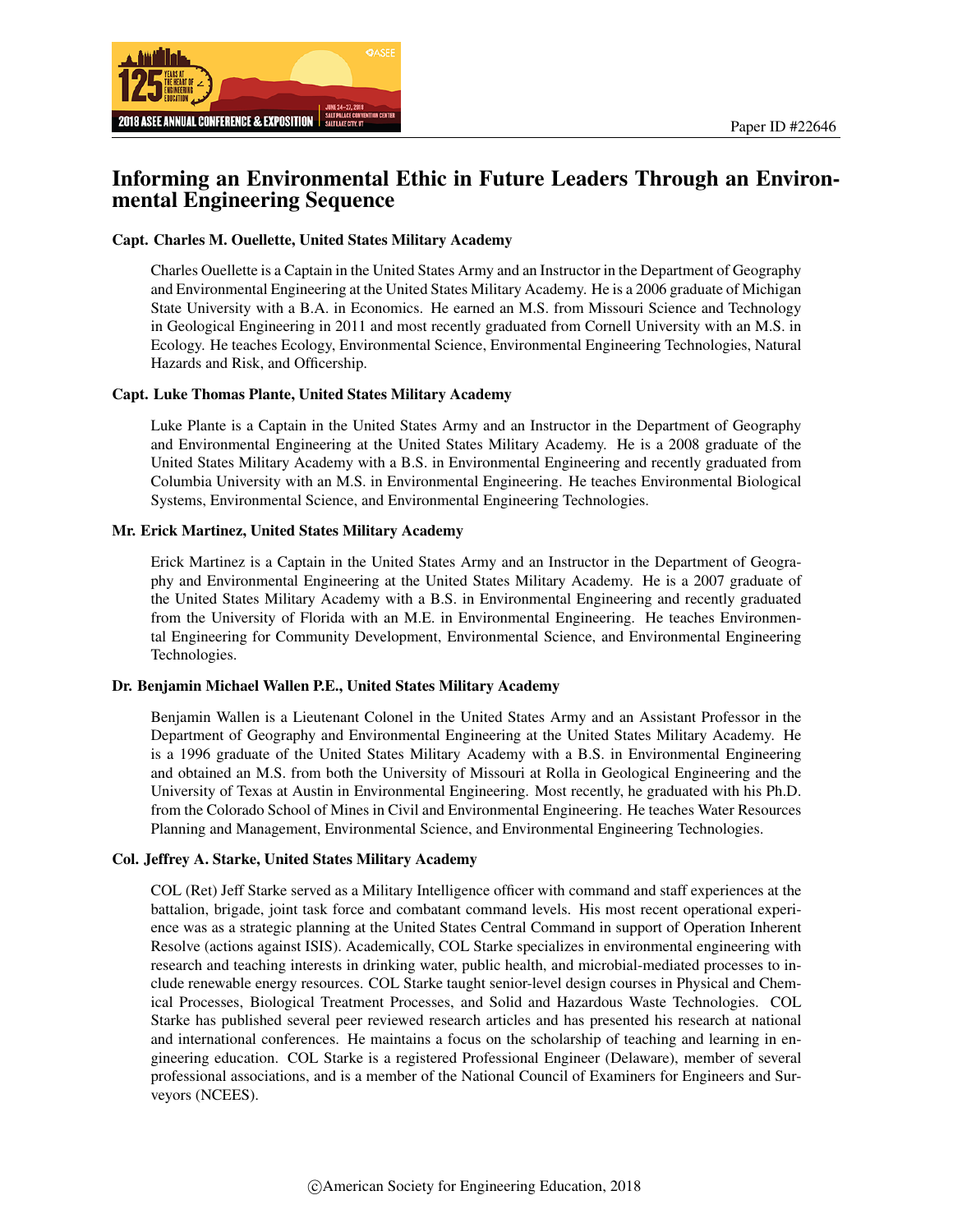Paper ID #22646

# Informing an Environmental Ethic in Future Leaders Through an Environmental Engineering Sequence

### Capt. Charles M. Ouellette, United States Military Academy

Charles Ouellette is a Captain in the United States Army and an Instructor in the Department of Geography and Environmental Engineering at the United States Military Academy. He is a 2006 graduate of Michigan State University with a B.A. in Economics. He earned an M.S. from Missouri Science and Technology in Geological Engineering in 2011 and most recently graduated from Cornell University with an M.S. in Ecology. He teaches Ecology, Environmental Science, Environmental Engineering Technologies, Natural Hazards and Risk, and Officership.

### Capt. Luke Thomas Plante, United States Military Academy

Luke Plante is a Captain in the United States Army and an Instructor in the Department of Geography and Environmental Engineering at the United States Military Academy. He is a 2008 graduate of the United States Military Academy with a B.S. in Environmental Engineering and recently graduated from Columbia University with an M.S. in Environmental Engineering. He teaches Environmental Biological Systems, Environmental Science, and Environmental Engineering Technologies.

### Mr. Erick Martinez, United States Military Academy

Erick Martinez is a Captain in the United States Army and an Instructor in the Department of Geography and Environmental Engineering at the United States Military Academy. He is a 2007 graduate of the United States Military Academy with a B.S. in Environmental Engineering and recently graduated from the University of Florida with an M.E. in Environmental Engineering. He teaches Environmental Engineering for Community Development, Environmental Science, and Environmental Engineering Technologies.

### Dr. Benjamin Michael Wallen P.E., United States Military Academy

Benjamin Wallen is a Lieutenant Colonel in the United States Army and an Assistant Professor in the Department of Geography and Environmental Engineering at the United States Military Academy. He is a 1996 graduate of the United States Military Academy with a B.S. in Environmental Engineering and obtained an M.S. from both the University of Missouri at Rolla in Geological Engineering and the University of Texas at Austin in Environmental Engineering. Most recently, he graduated with his Ph.D. from the Colorado School of Mines in Civil and Environmental Engineering. He teaches Water Resources Planning and Management, Environmental Science, and Environmental Engineering Technologies.

### Col. Jeffrey A. Starke, United States Military Academy

COL (Ret) Jeff Starke served as a Military Intelligence officer with command and staff experiences at the battalion, brigade, joint task force and combatant command levels. His most recent operational experience was as a strategic planning at the United States Central Command in support of Operation Inherent Resolve (actions against ISIS). Academically, COL Starke specializes in environmental engineering with research and teaching interests in drinking water, public health, and microbial-mediated processes to include renewable energy resources. COL Starke taught senior-level design courses in Physical and Chemical Processes, Biological Treatment Processes, and Solid and Hazardous Waste Technologies. COL Starke has published several peer reviewed research articles and has presented his research at national and international conferences. He maintains a focus on the scholarship of teaching and learning in engineering education. COL Starke is a registered Professional Engineer (Delaware), member of several professional associations, and is a member of the National Council of Examiners for Engineers and Surveyors (NCEES).

©American Society for Engineering Education, 2018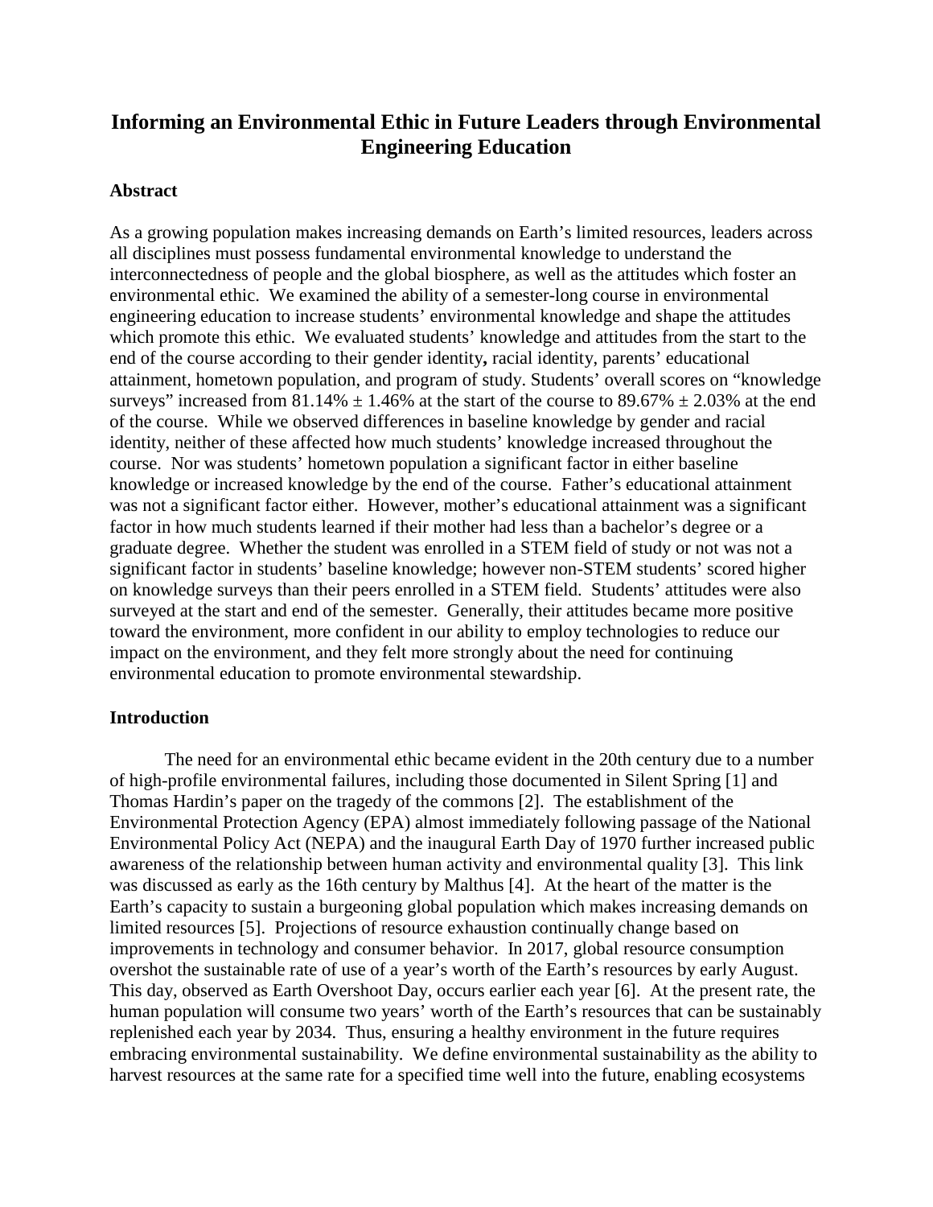# Informing an Environmental Ethic in Future Leaders through Environmental Engineering Education

## Abstract

As a growing population makes increasing demands on Earth's limited resources, leaders across all disciplines must possess fundamental environmental knowledge to understand the interconnectedness of people and the global biosphere, as well as the attitudes which foster an environmental ethic. We examined the ability of a semester-long course in environmental engineering education to increase students' environmental knowledge and shape the attitudes which promote this ethic. We evaluated students' knowledge and attitudes from the start to the end of the course according to their gender identity**,** racial identity, parents' educational attainment, hometown population, and program of study. Students' overall scores on "knowledge surveys" increased from 81.14% ± 1.46% at the start of the course to 89.67% ± 2.03% at the end of the course. While we observed differences in baseline knowledge by gender and racial identity, neither of these affected how much students' knowledge increased throughout the course. Nor was students' hometown population a significant factor in either baseline knowledge or increased knowledge by the end of the course. Father's educational attainment was not a significant factor either. However, mother's educational attainment was a significant factor in how much students learned if their mother had less than a bachelor's degree or a graduate degree. Whether the student was enrolled in a STEM field of study or not was not a significant factor in students' baseline knowledge; however non-STEM students' scored higher on knowledge surveys than their peers enrolled in a STEM field. Students' attitudes were also surveyed at the start and end of the semester. Generally, their attitudes became more positive toward the environment, more confident in our ability to employ technologies to reduce our impact on the environment, and they felt more strongly about the need for continuing environmental education to promote environmental stewardship.

## Introduction

The need for an environmental ethic became evident in the 20th century due to a number of high-profile environmental failures, including those documented in Silent Spring [1] and Thomas Hardin's paper on the tragedy of the commons [2]. The establishment of the Environmental Protection Agency (EPA) almost immediately following passage of the National Environmental Policy Act (NEPA) and the inaugural Earth Day of 1970 further increased public awareness of the relationship between human activity and environmental quality [3]. This link was discussed as early as the 16th century by Malthus [4]. At the heart of the matter is the Earth's capacity to sustain a burgeoning global population which makes increasing demands on limited resources [5]. Projections of resource exhaustion continually change based on improvements in technology and consumer behavior. In 2017, global resource consumption overshot the sustainable rate of use of a year's worth of the Earth's resources by early August. This day, observed as Earth Overshoot Day, occurs earlier each year [6]. At the present rate, the human population will consume two years' worth of the Earth's resources that can be sustainably replenished each year by 2034. Thus, ensuring a healthy environment in the future requires embracing environmental sustainability. We define environmental sustainability as the ability to harvest resources at the same rate for a specified time well into the future, enabling ecosystems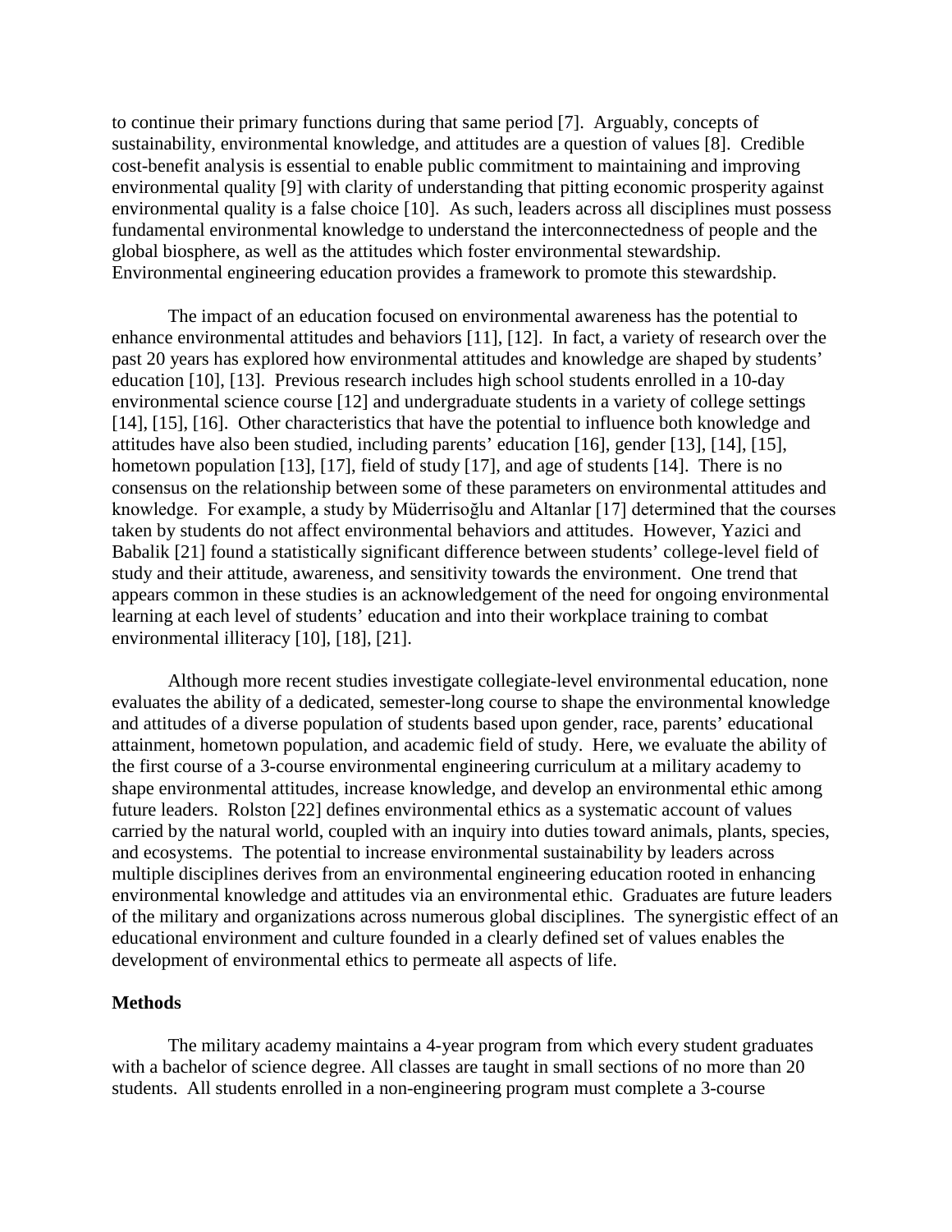to continue their primary functions during that same period [7]. Arguably, concepts of sustainability, environmental knowledge, and attitudes are a question of values [8]. Credible cost-benefit analysis is essential to enable public commitment to maintaining and improving environmental quality [9] with clarity of understanding that pitting economic prosperity against environmental quality is a false choice [10]. As such, leaders across all disciplines must possess fundamental environmental knowledge to understand the interconnectedness of people and the global biosphere, as well as the attitudes which foster environmental stewardship. Environmental engineering education provides a framework to promote this stewardship.

The impact of an education focused on environmental awareness has the potential to enhance environmental attitudes and behaviors [11], [12]. In fact, a variety of research over the past 20 years has explored how environmental attitudes and knowledge are shaped by students' education [10], [13]. Previous research includes high school students enrolled in a 10-day environmental science course [12] and undergraduate students in a variety of college settings [14], [15], [16]. Other characteristics that have the potential to influence both knowledge and attitudes have also been studied, including parents' education [16], gender [13], [14], [15], hometown population [13], [17], field of study [17], and age of students [14]. There is no consensus on the relationship between some of these parameters on environmental attitudes and knowledge. For example, a study by Müderrisoğlu and Altanlar [17] determined that the courses taken by students do not affect environmental behaviors and attitudes. However, Yazici and Babalik [21] found a statistically significant difference between students' college-level field of study and their attitude, awareness, and sensitivity towards the environment. One trend that appears common in these studies is an acknowledgement of the need for ongoing environmental learning at each level of students' education and into their workplace training to combat environmental illiteracy [10], [18], [21].

Although more recent studies investigate collegiate-level environmental education, none evaluates the ability of a dedicated, semester-long course to shape the environmental knowledge and attitudes of a diverse population of students based upon gender, race, parents' educational attainment, hometown population, and academic field of study. Here, we evaluate the ability of the first course of a 3-course environmental engineering curriculum at a military academy to shape environmental attitudes, increase knowledge, and develop an environmental ethic among future leaders. Rolston [22] defines environmental ethics as a systematic account of values carried by the natural world, coupled with an inquiry into duties toward animals, plants, species, and ecosystems. The potential to increase environmental sustainability by leaders across multiple disciplines derives from an environmental engineering education rooted in enhancing environmental knowledge and attitudes via an environmental ethic. Graduates are future leaders of the military and organizations across numerous global disciplines. The synergistic effect of an educational environment and culture founded in a clearly defined set of values enables the development of environmental ethics to permeate all aspects of life.

## Methods

The military academy maintains a 4-year program from which every student graduates with a bachelor of science degree. All classes are taught in small sections of no more than 20 students. All students enrolled in a non-engineering program must complete a 3-course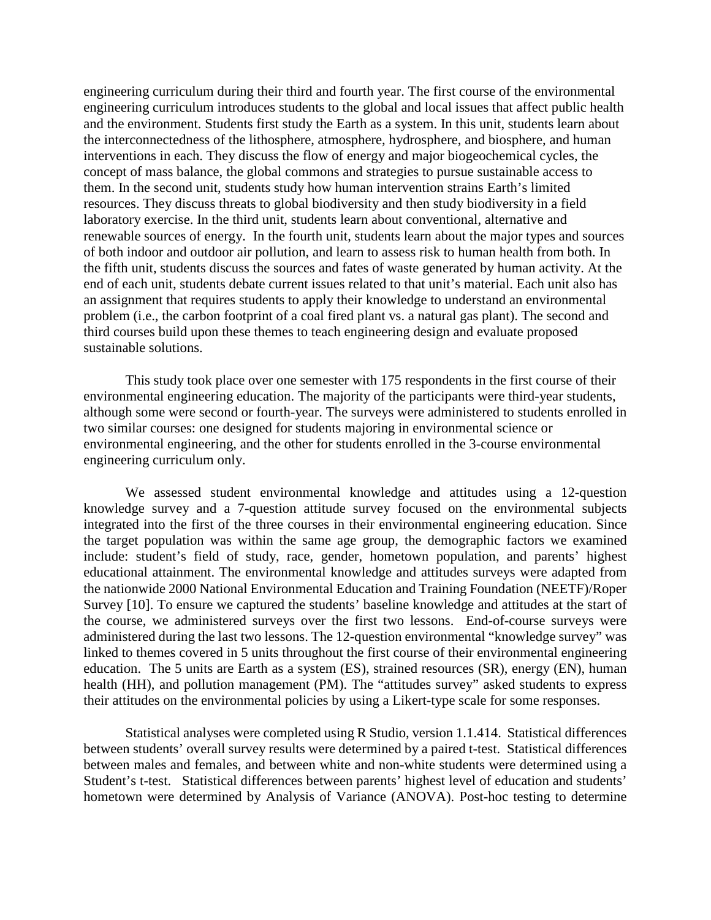engineering curriculum during their third and fourth year. The first course of the environmental engineering curriculum introduces students to the global and local issues that affect public health and the environment. Students first study the Earth as a system. In this unit, students learn about the interconnectedness of the lithosphere, atmosphere, hydrosphere, and biosphere, and human interventions in each. They discuss the flow of energy and major biogeochemical cycles, the concept of mass balance, the global commons and strategies to pursue sustainable access to them. In the second unit, students study how human intervention strains Earth's limited resources. They discuss threats to global biodiversity and then study biodiversity in a field laboratory exercise. In the third unit, students learn about conventional, alternative and renewable sources of energy. In the fourth unit, students learn about the major types and sources of both indoor and outdoor air pollution, and learn to assess risk to human health from both. In the fifth unit, students discuss the sources and fates of waste generated by human activity. At the end of each unit, students debate current issues related to that unit's material. Each unit also has an assignment that requires students to apply their knowledge to understand an environmental problem (i.e., the carbon footprint of a coal fired plant vs. a natural gas plant). The second and third courses build upon these themes to teach engineering design and evaluate proposed sustainable solutions.

This study took place over one semester with 175 respondents in the first course of their environmental engineering education. The majority of the participants were third-year students, although some were second or fourth-year. The surveys were administered to students enrolled in two similar courses: one designed for students majoring in environmental science or environmental engineering, and the other for students enrolled in the 3-course environmental engineering curriculum only.

We assessed student environmental knowledge and attitudes using a 12-question knowledge survey and a 7-question attitude survey focused on the environmental subjects integrated into the first of the three courses in their environmental engineering education. Since the target population was within the same age group, the demographic factors we examined include: student's field of study, race, gender, hometown population, and parents' highest educational attainment. The environmental knowledge and attitudes surveys were adapted from the nationwide 2000 National Environmental Education and Training Foundation (NEETF)/Roper Survey [10]. To ensure we captured the students' baseline knowledge and attitudes at the start of the course, we administered surveys over the first two lessons. End-of-course surveys were administered during the last two lessons. The 12-question environmental "knowledge survey" was linked to themes covered in 5 units throughout the first course of their environmental engineering education. The 5 units are Earth as a system (ES), strained resources (SR), energy (EN), human health (HH), and pollution management (PM). The "attitudes survey" asked students to express their attitudes on the environmental policies by using a Likert-type scale for some responses.

Statistical analyses were completed using R Studio, version 1.1.414. Statistical differences between students' overall survey results were determined by a paired t-test. Statistical differences between males and females, and between white and non-white students were determined using a Student's t-test. Statistical differences between parents' highest level of education and students' hometown were determined by Analysis of Variance (ANOVA). Post-hoc testing to determine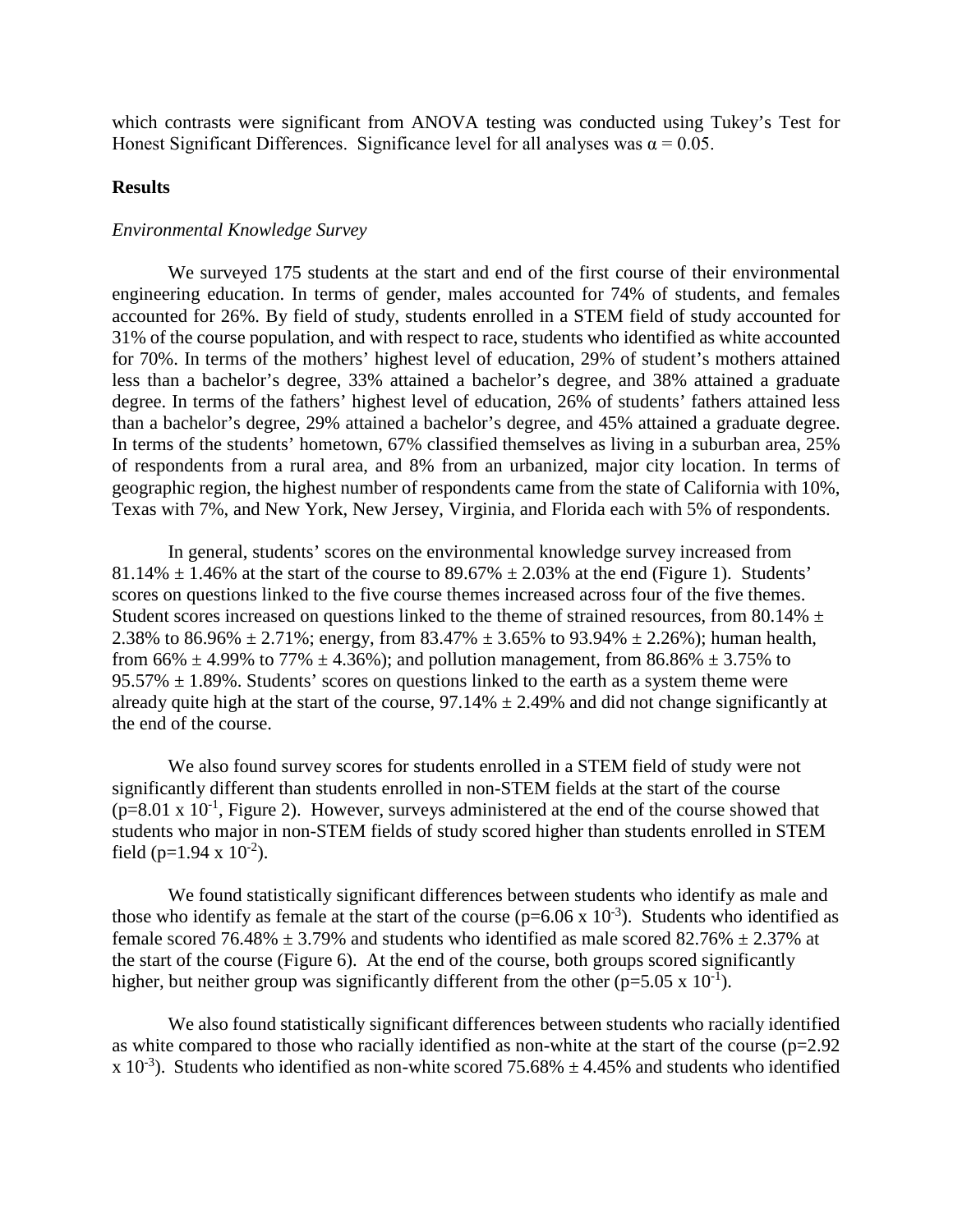which contrasts were significant from ANOVA testing was conducted using Tukey's Test for Honest Significant Differences. Significance level for all analyses was $\alpha = 0.05$.

**Results**

*Environmental Knowledge Survey*

We surveyed 175 students at the start and end of the first course of their environmental engineering education. In terms of gender, males accounted for 74% of students, and females accounted for 26%. By field of study, students enrolled in a STEM field of study accounted for 31% of the course population, and with respect to race, students who identified as white accounted for 70%. In terms of the mothers' highest level of education, 29% of student's mothers attained less than a bachelor's degree, 33% attained a bachelor's degree, and 38% attained a graduate degree. In terms of the fathers' highest level of education, 26% of students' fathers attained less than a bachelor's degree, 29% attained a bachelor's degree, and 45% attained a graduate degree. In terms of the students' hometown, 67% classified themselves as living in a suburban area, 25% of respondents from a rural area, and 8% from an urbanized, major city location. In terms of geographic region, the highest number of respondents came from the state of California with 10%, Texas with 7%, and New York, New Jersey, Virginia, and Florida each with 5% of respondents.

In general, students' scores on the environmental knowledge survey increased from 81.14% ± 1.46% at the start of the course to 89.67% ± 2.03% at the end (Figure 1). Students' scores on questions linked to the five course themes increased across four of the five themes. Student scores increased on questions linked to the theme of strained resources, from 80.14% ± 2.38% to 86.96% ± 2.71%; energy, from 83.47% ± 3.65% to 93.94% ± 2.26%); human health, from 66% ± 4.99% to 77% ± 4.36%); and pollution management, from 86.86% ± 3.75% to 95.57% ± 1.89%. Students' scores on questions linked to the earth as a system theme were already quite high at the start of the course, 97.14% ± 2.49% and did not change significantly at the end of the course.

We also found survey scores for students enrolled in a STEM field of study were not significantly different than students enrolled in non-STEM fields at the start of the course ($p=8.01 \times 10^{-1}$, Figure 2). However, surveys administered at the end of the course showed that students who major in non-STEM fields of study scored higher than students enrolled in STEM field ($p=1.94 \times 10^{-2}$).

We found statistically significant differences between students who identify as male and those who identify as female at the start of the course ($p=6.06 \times 10^{-3}$). Students who identified as female scored 76.48% ± 3.79% and students who identified as male scored 82.76% ± 2.37% at the start of the course (Figure 6). At the end of the course, both groups scored significantly higher, but neither group was significantly different from the other ($p=5.05 \times 10^{-1}$).

We also found statistically significant differences between students who racially identified as white compared to those who racially identified as non-white at the start of the course ($p=2.92 \times 10^{-3}$). Students who identified as non-white scored 75.68% ± 4.45% and students who identified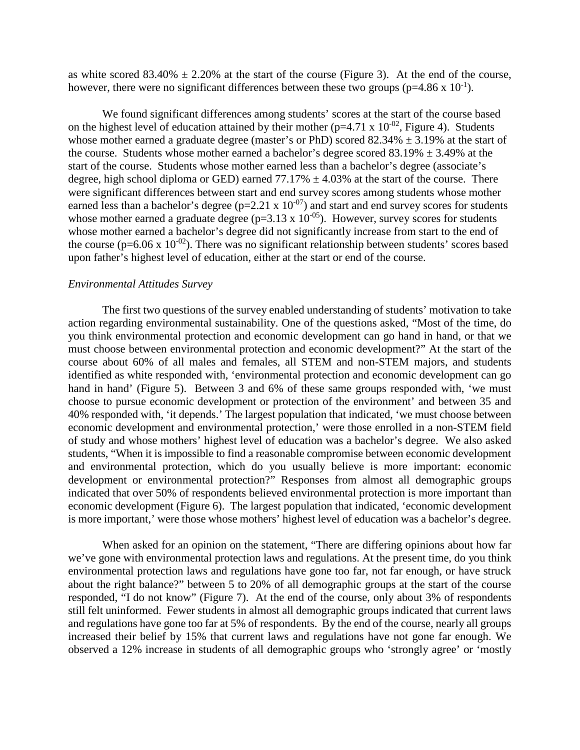as white scored 83.40% ± 2.20% at the start of the course (Figure 3). At the end of the course, however, there were no significant differences between these two groups ($p=4.86 \times 10^{-1}$).

We found significant differences among students' scores at the start of the course based on the highest level of education attained by their mother ($p=4.71 \times 10^{-02}$, Figure 4). Students whose mother earned a graduate degree (master's or PhD) scored 82.34% ± 3.19% at the start of the course. Students whose mother earned a bachelor's degree scored 83.19% ± 3.49% at the start of the course. Students whose mother earned less than a bachelor's degree (associate's degree, high school diploma or GED) earned 77.17% ± 4.03% at the start of the course. There were significant differences between start and end survey scores among students whose mother earned less than a bachelor's degree ($p=2.21 \times 10^{-07}$) and start and end survey scores for students whose mother earned a graduate degree ($p=3.13 \times 10^{-05}$). However, survey scores for students whose mother earned a bachelor's degree did not significantly increase from start to the end of the course ($p=6.06 \times 10^{-02}$). There was no significant relationship between students' scores based upon father's highest level of education, either at the start or end of the course.

*Environmental Attitudes Survey*

The first two questions of the survey enabled understanding of students' motivation to take action regarding environmental sustainability. One of the questions asked, "Most of the time, do you think environmental protection and economic development can go hand in hand, or that we must choose between environmental protection and economic development?" At the start of the course about 60% of all males and females, all STEM and non-STEM majors, and students identified as white responded with, 'environmental protection and economic development can go hand in hand' (Figure 5). Between 3 and 6% of these same groups responded with, 'we must choose to pursue economic development or protection of the environment' and between 35 and 40% responded with, 'it depends.' The largest population that indicated, 'we must choose between economic development and environmental protection,' were those enrolled in a non-STEM field of study and whose mothers' highest level of education was a bachelor's degree. We also asked students, "When it is impossible to find a reasonable compromise between economic development and environmental protection, which do you usually believe is more important: economic development or environmental protection?" Responses from almost all demographic groups indicated that over 50% of respondents believed environmental protection is more important than economic development (Figure 6). The largest population that indicated, 'economic development is more important,' were those whose mothers' highest level of education was a bachelor's degree.

When asked for an opinion on the statement, "There are differing opinions about how far we've gone with environmental protection laws and regulations. At the present time, do you think environmental protection laws and regulations have gone too far, not far enough, or have struck about the right balance?" between 5 to 20% of all demographic groups at the start of the course responded, "I do not know" (Figure 7). At the end of the course, only about 3% of respondents still felt uninformed. Fewer students in almost all demographic groups indicated that current laws and regulations have gone too far at 5% of respondents. By the end of the course, nearly all groups increased their belief by 15% that current laws and regulations have not gone far enough. We observed a 12% increase in students of all demographic groups who 'strongly agree' or 'mostly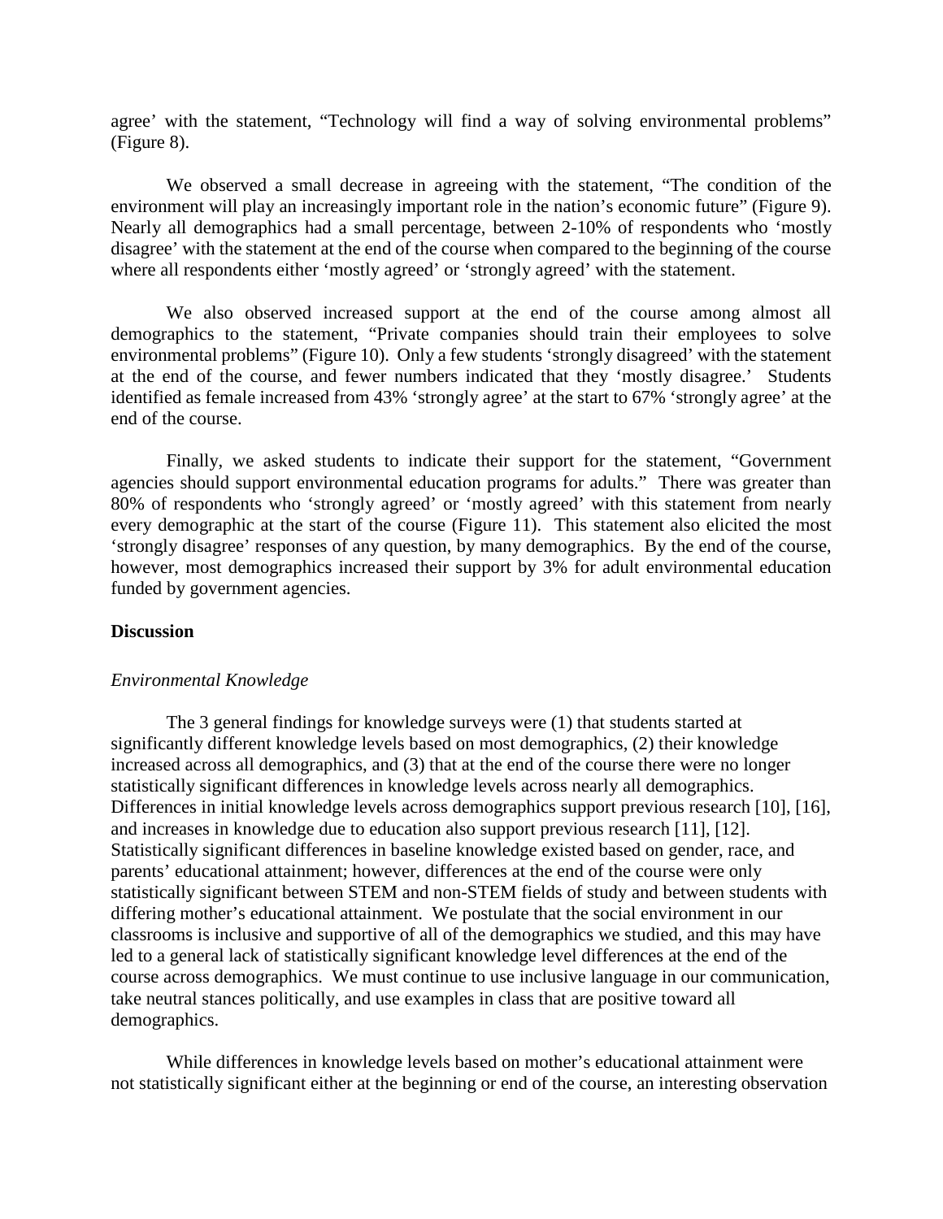agree' with the statement, "Technology will find a way of solving environmental problems" (Figure 8).

We observed a small decrease in agreeing with the statement, "The condition of the environment will play an increasingly important role in the nation's economic future" (Figure 9). Nearly all demographics had a small percentage, between 2-10% of respondents who 'mostly disagree' with the statement at the end of the course when compared to the beginning of the course where all respondents either 'mostly agreed' or 'strongly agreed' with the statement.

We also observed increased support at the end of the course among almost all demographics to the statement, "Private companies should train their employees to solve environmental problems" (Figure 10). Only a few students 'strongly disagreed' with the statement at the end of the course, and fewer numbers indicated that they 'mostly disagree.' Students identified as female increased from 43% 'strongly agree' at the start to 67% 'strongly agree' at the end of the course.

Finally, we asked students to indicate their support for the statement, "Government agencies should support environmental education programs for adults." There was greater than 80% of respondents who 'strongly agreed' or 'mostly agreed' with this statement from nearly every demographic at the start of the course (Figure 11). This statement also elicited the most 'strongly disagree' responses of any question, by many demographics. By the end of the course, however, most demographics increased their support by 3% for adult environmental education funded by government agencies.

**Discussion**

*Environmental Knowledge*

The 3 general findings for knowledge surveys were (1) that students started at significantly different knowledge levels based on most demographics, (2) their knowledge increased across all demographics, and (3) that at the end of the course there were no longer statistically significant differences in knowledge levels across nearly all demographics. Differences in initial knowledge levels across demographics support previous research [10], [16], and increases in knowledge due to education also support previous research [11], [12]. Statistically significant differences in baseline knowledge existed based on gender, race, and parents' educational attainment; however, differences at the end of the course were only statistically significant between STEM and non-STEM fields of study and between students with differing mother's educational attainment. We postulate that the social environment in our classrooms is inclusive and supportive of all of the demographics we studied, and this may have led to a general lack of statistically significant knowledge level differences at the end of the course across demographics. We must continue to use inclusive language in our communication, take neutral stances politically, and use examples in class that are positive toward all demographics.

While differences in knowledge levels based on mother's educational attainment were not statistically significant either at the beginning or end of the course, an interesting observation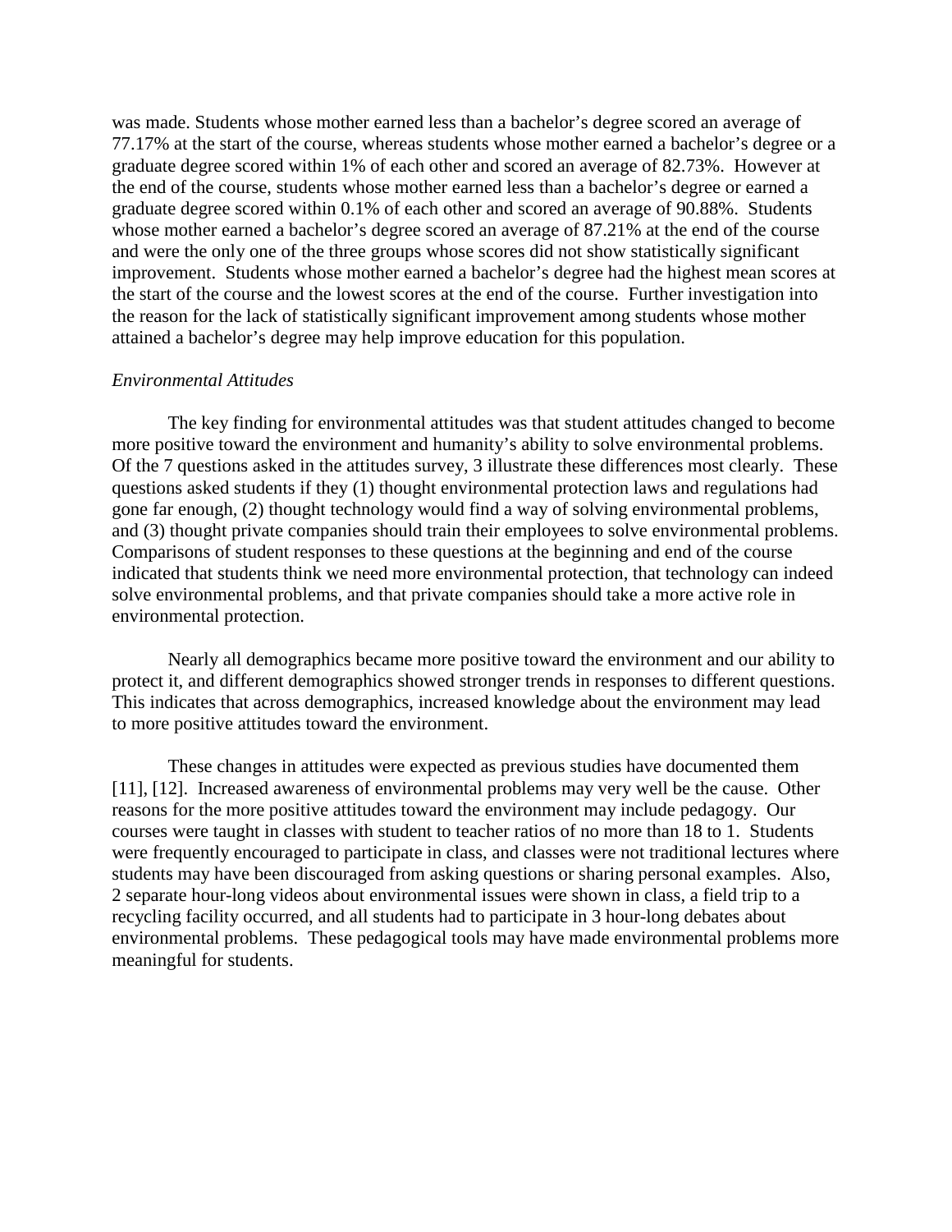was made. Students whose mother earned less than a bachelor's degree scored an average of 77.17% at the start of the course, whereas students whose mother earned a bachelor's degree or a graduate degree scored within 1% of each other and scored an average of 82.73%. However at the end of the course, students whose mother earned less than a bachelor's degree or earned a graduate degree scored within 0.1% of each other and scored an average of 90.88%. Students whose mother earned a bachelor's degree scored an average of 87.21% at the end of the course and were the only one of the three groups whose scores did not show statistically significant improvement. Students whose mother earned a bachelor's degree had the highest mean scores at the start of the course and the lowest scores at the end of the course. Further investigation into the reason for the lack of statistically significant improvement among students whose mother attained a bachelor's degree may help improve education for this population.

*Environmental Attitudes*

The key finding for environmental attitudes was that student attitudes changed to become more positive toward the environment and humanity's ability to solve environmental problems. Of the 7 questions asked in the attitudes survey, 3 illustrate these differences most clearly. These questions asked students if they (1) thought environmental protection laws and regulations had gone far enough, (2) thought technology would find a way of solving environmental problems, and (3) thought private companies should train their employees to solve environmental problems. Comparisons of student responses to these questions at the beginning and end of the course indicated that students think we need more environmental protection, that technology can indeed solve environmental problems, and that private companies should take a more active role in environmental protection.

Nearly all demographics became more positive toward the environment and our ability to protect it, and different demographics showed stronger trends in responses to different questions. This indicates that across demographics, increased knowledge about the environment may lead to more positive attitudes toward the environment.

These changes in attitudes were expected as previous studies have documented them [11], [12]. Increased awareness of environmental problems may very well be the cause. Other reasons for the more positive attitudes toward the environment may include pedagogy. Our courses were taught in classes with student to teacher ratios of no more than 18 to 1. Students were frequently encouraged to participate in class, and classes were not traditional lectures where students may have been discouraged from asking questions or sharing personal examples. Also, 2 separate hour-long videos about environmental issues were shown in class, a field trip to a recycling facility occurred, and all students had to participate in 3 hour-long debates about environmental problems. These pedagogical tools may have made environmental problems more meaningful for students.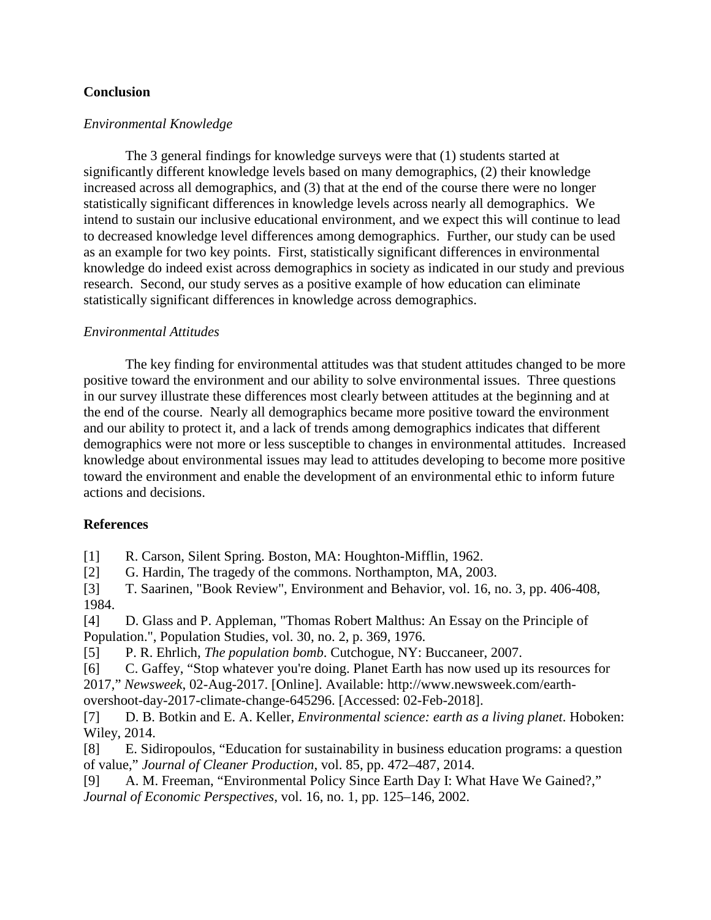## Conclusion

### *Environmental Knowledge*

The 3 general findings for knowledge surveys were that (1) students started at significantly different knowledge levels based on many demographics, (2) their knowledge increased across all demographics, and (3) that at the end of the course there were no longer statistically significant differences in knowledge levels across nearly all demographics. We intend to sustain our inclusive educational environment, and we expect this will continue to lead to decreased knowledge level differences among demographics. Further, our study can be used as an example for two key points. First, statistically significant differences in environmental knowledge do indeed exist across demographics in society as indicated in our study and previous research. Second, our study serves as a positive example of how education can eliminate statistically significant differences in knowledge across demographics.

### *Environmental Attitudes*

The key finding for environmental attitudes was that student attitudes changed to be more positive toward the environment and our ability to solve environmental issues. Three questions in our survey illustrate these differences most clearly between attitudes at the beginning and at the end of the course. Nearly all demographics became more positive toward the environment and our ability to protect it, and a lack of trends among demographics indicates that different demographics were not more or less susceptible to changes in environmental attitudes. Increased knowledge about environmental issues may lead to attitudes developing to become more positive toward the environment and enable the development of an environmental ethic to inform future actions and decisions.

## References

[1] R. Carson, Silent Spring. Boston, MA: Houghton-Mifflin, 1962.

[2] G. Hardin, The tragedy of the commons. Northampton, MA, 2003.

[3] T. Saarinen, "Book Review", Environment and Behavior, vol. 16, no. 3, pp. 406-408, 1984.

[4] D. Glass and P. Appleman, "Thomas Robert Malthus: An Essay on the Principle of Population.", Population Studies, vol. 30, no. 2, p. 369, 1976.

[5] P. R. Ehrlich, *The population bomb*. Cutchogue, NY: Buccaneer, 2007.

[6] C. Gaffey, "Stop whatever you're doing. Planet Earth has now used up its resources for 2017," *Newsweek*, 02-Aug-2017. [Online]. Available: http://www.newsweek.com/earth-overshoot-day-2017-climate-change-645296. [Accessed: 02-Feb-2018].

[7] D. B. Botkin and E. A. Keller, *Environmental science: earth as a living planet*. Hoboken: Wiley, 2014.

[8] E. Sidiropoulos, "Education for sustainability in business education programs: a question of value," *Journal of Cleaner Production*, vol. 85, pp. 472–487, 2014.

[9] A. M. Freeman, "Environmental Policy Since Earth Day I: What Have We Gained?," *Journal of Economic Perspectives*, vol. 16, no. 1, pp. 125–146, 2002.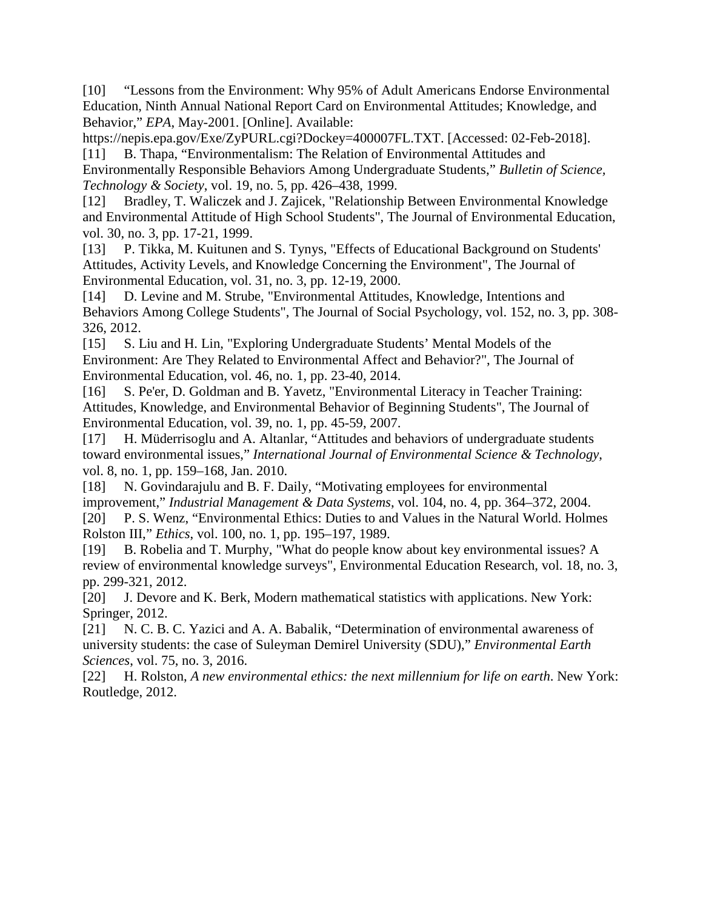[10] "Lessons from the Environment: Why 95% of Adult Americans Endorse Environmental Education, Ninth Annual National Report Card on Environmental Attitudes; Knowledge, and Behavior," *EPA*, May-2001. [Online]. Available: https://nepis.epa.gov/Exe/ZyPURL.cgi?Dockey=400007FL.TXT. [Accessed: 02-Feb-2018].

[11] B. Thapa, "Environmentalism: The Relation of Environmental Attitudes and Environmentally Responsible Behaviors Among Undergraduate Students," *Bulletin of Science, Technology & Society*, vol. 19, no. 5, pp. 426–438, 1999.

[12] Bradley, T. Waliczek and J. Zajicek, "Relationship Between Environmental Knowledge and Environmental Attitude of High School Students", The Journal of Environmental Education, vol. 30, no. 3, pp. 17-21, 1999.

[13] P. Tikka, M. Kuitunen and S. Tynys, "Effects of Educational Background on Students' Attitudes, Activity Levels, and Knowledge Concerning the Environment", The Journal of Environmental Education, vol. 31, no. 3, pp. 12-19, 2000.

[14] D. Levine and M. Strube, "Environmental Attitudes, Knowledge, Intentions and Behaviors Among College Students", The Journal of Social Psychology, vol. 152, no. 3, pp. 308-326, 2012.

[15] S. Liu and H. Lin, "Exploring Undergraduate Students' Mental Models of the Environment: Are They Related to Environmental Affect and Behavior?", The Journal of Environmental Education, vol. 46, no. 1, pp. 23-40, 2014.

[16] S. Pe'er, D. Goldman and B. Yavetz, "Environmental Literacy in Teacher Training: Attitudes, Knowledge, and Environmental Behavior of Beginning Students", The Journal of Environmental Education, vol. 39, no. 1, pp. 45-59, 2007.

[17] H. Müderrisoglu and A. Altanlar, "Attitudes and behaviors of undergraduate students toward environmental issues," *International Journal of Environmental Science & Technology*, vol. 8, no. 1, pp. 159–168, Jan. 2010.

[18] N. Govindarajulu and B. F. Daily, "Motivating employees for environmental improvement," *Industrial Management & Data Systems*, vol. 104, no. 4, pp. 364–372, 2004.

[20] P. S. Wenz, "Environmental Ethics: Duties to and Values in the Natural World. Holmes Rolston III," *Ethics*, vol. 100, no. 1, pp. 195–197, 1989.

[19] B. Robelia and T. Murphy, "What do people know about key environmental issues? A review of environmental knowledge surveys", Environmental Education Research, vol. 18, no. 3, pp. 299-321, 2012.

[20] J. Devore and K. Berk, Modern mathematical statistics with applications. New York: Springer, 2012.

[21] N. C. B. C. Yazici and A. A. Babalik, "Determination of environmental awareness of university students: the case of Suleyman Demirel University (SDU)," *Environmental Earth Sciences*, vol. 75, no. 3, 2016.

[22] H. Rolston, *A new environmental ethics: the next millennium for life on earth*. New York: Routledge, 2012.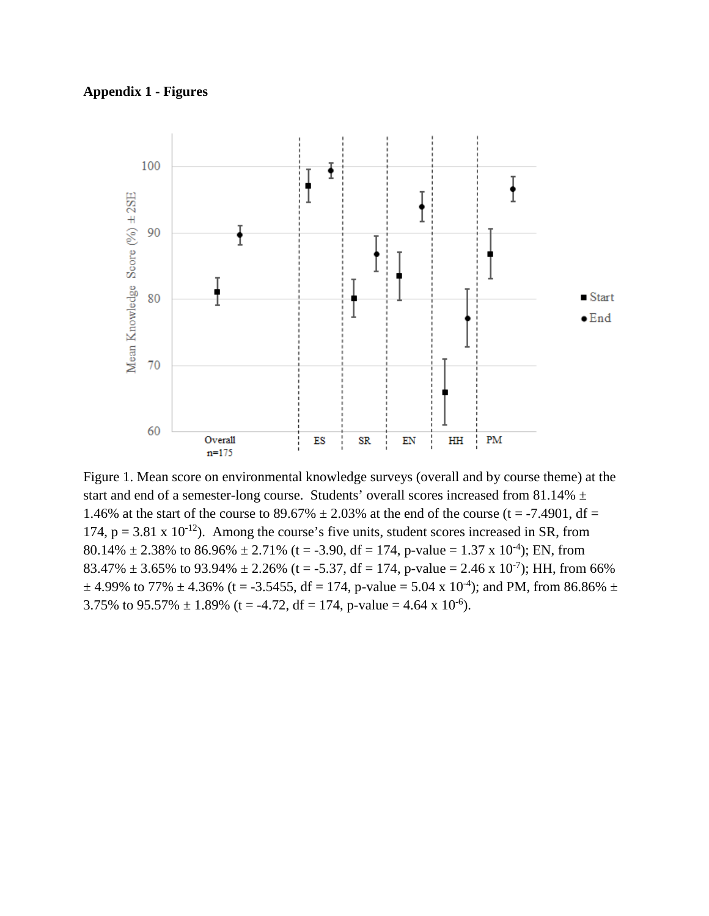**Appendix 1 - Figures**

Figure 1. Mean score on environmental knowledge surveys (overall and by course theme) at the start and end of a semester-long course. Students' overall scores increased from 81.14% ± 1.46% at the start of the course to 89.67% ± 2.03% at the end of the course ($t = -7.4901$, $df = 174$, $p = 3.81 \times 10^{-12}$). Among the course's five units, student scores increased in SR, from 80.14% ± 2.38% to 86.96% ± 2.71% ($t = -3.90$, $df = 174$, p-value = $1.37 \times 10^{-4}$); EN, from 83.47% ± 3.65% to 93.94% ± 2.26% ($t = -5.37$, $df = 174$, p-value = $2.46 \times 10^{-7}$); HH, from 66% ± 4.99% to 77% ± 4.36% ($t = -3.5455$, $df = 174$, p-value = $5.04 \times 10^{-4}$); and PM, from 86.86% ± 3.75% to 95.57% ± 1.89% ($t = -4.72$, $df = 174$, p-value = $4.64 \times 10^{-6}$).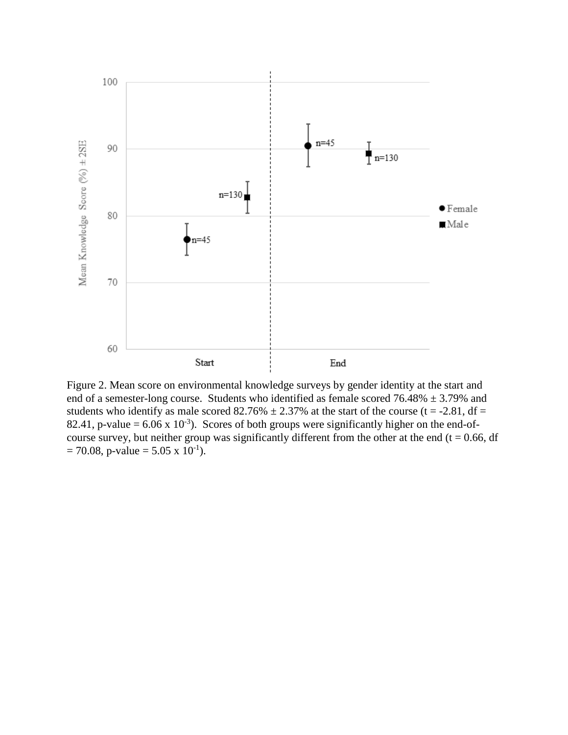Figure 2. Mean score on environmental knowledge surveys by gender identity at the start and end of a semester-long course. Students who identified as female scored 76.48% ± 3.79% and students who identify as male scored 82.76% ± 2.37% at the start of the course ($t = -2.81$, $df = 82.41$, p-value $= 6.06 \times 10^{-3}$). Scores of both groups were significantly higher on the end-of-course survey, but neither group was significantly different from the other at the end ($t = 0.66$, $df = 70.08$, p-value $= 5.05 \times 10^{-1}$).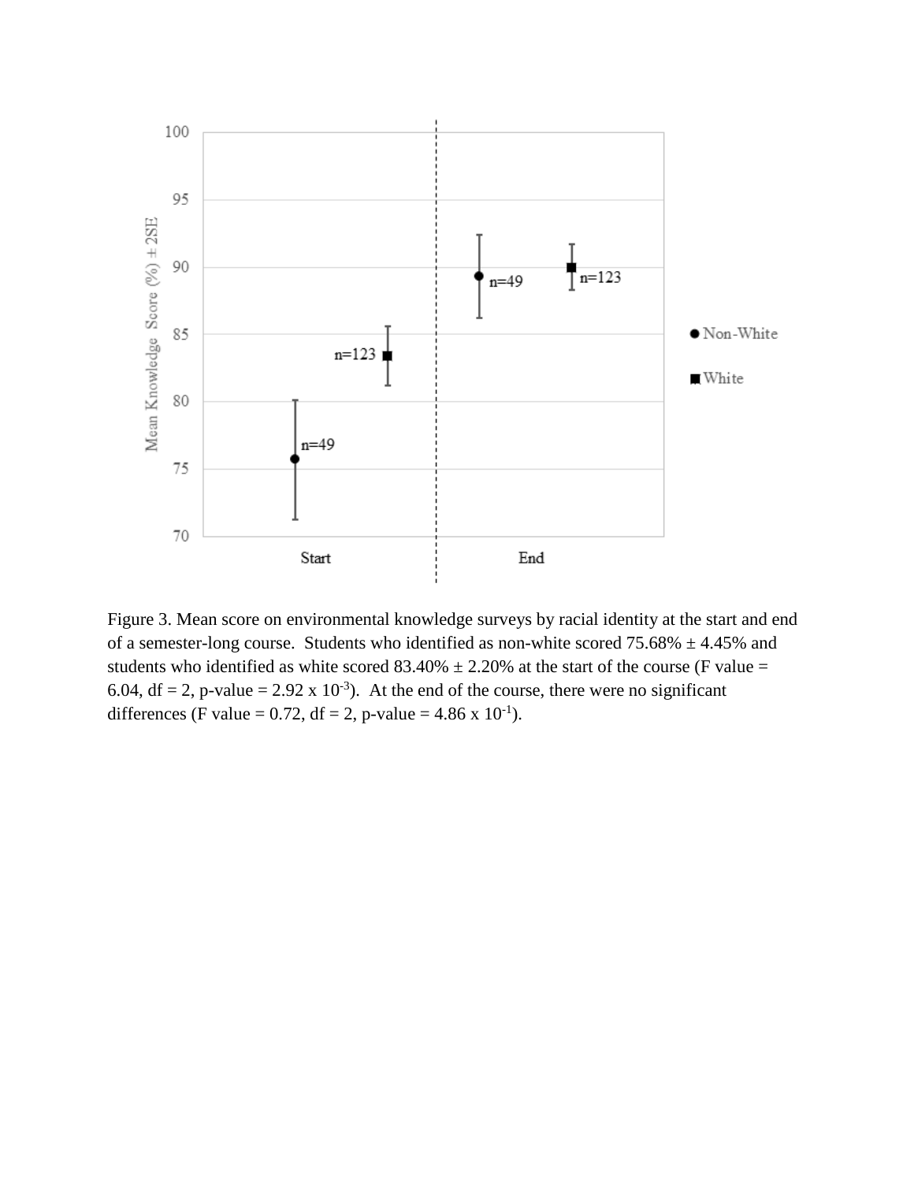Figure 3. Mean score on environmental knowledge surveys by racial identity at the start and end of a semester-long course. Students who identified as non-white scored 75.68% ± 4.45% and students who identified as white scored 83.40% ± 2.20% at the start of the course (F value = 6.04, df = 2, p-value = $2.92 \times 10^{-3}$). At the end of the course, there were no significant differences (F value = 0.72, df = 2, p-value = $4.86 \times 10^{-1}$).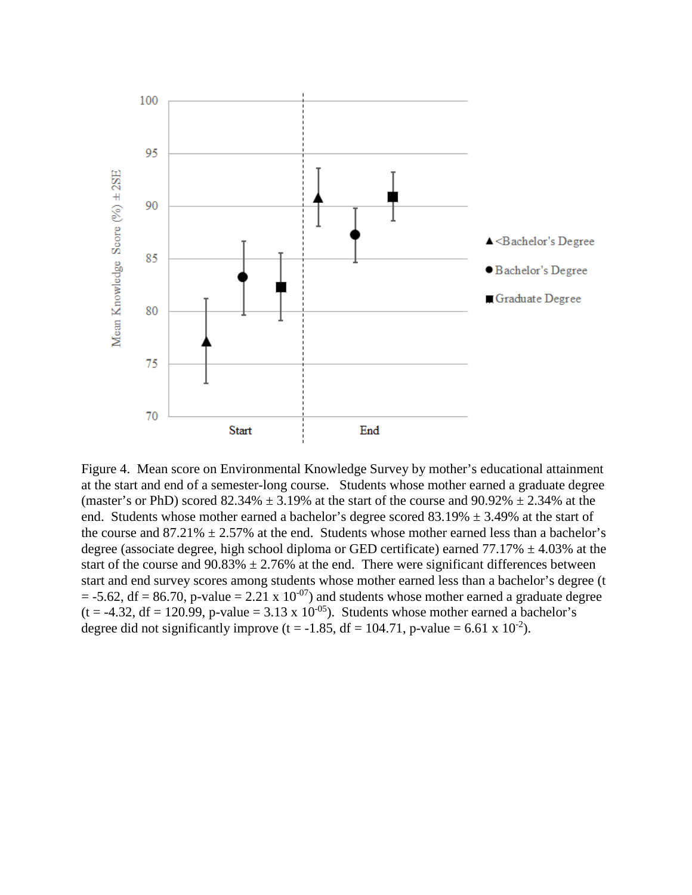Figure 4. Mean score on Environmental Knowledge Survey by mother's educational attainment at the start and end of a semester-long course. Students whose mother earned a graduate degree (master's or PhD) scored 82.34% ± 3.19% at the start of the course and 90.92% ± 2.34% at the end. Students whose mother earned a bachelor's degree scored 83.19% ± 3.49% at the start of the course and 87.21% ± 2.57% at the end. Students whose mother earned less than a bachelor's degree (associate degree, high school diploma or GED certificate) earned 77.17% ± 4.03% at the start of the course and 90.83% ± 2.76% at the end. There were significant differences between start and end survey scores among students whose mother earned less than a bachelor's degree ($t = -5.62$, $df = 86.70$, p-value $= 2.21 \times 10^{-07}$) and students whose mother earned a graduate degree ($t = -4.32$, $df = 120.99$, p-value $= 3.13 \times 10^{-05}$). Students whose mother earned a bachelor's degree did not significantly improve ($t = -1.85$, $df = 104.71$, p-value $= 6.61 \times 10^{-2}$).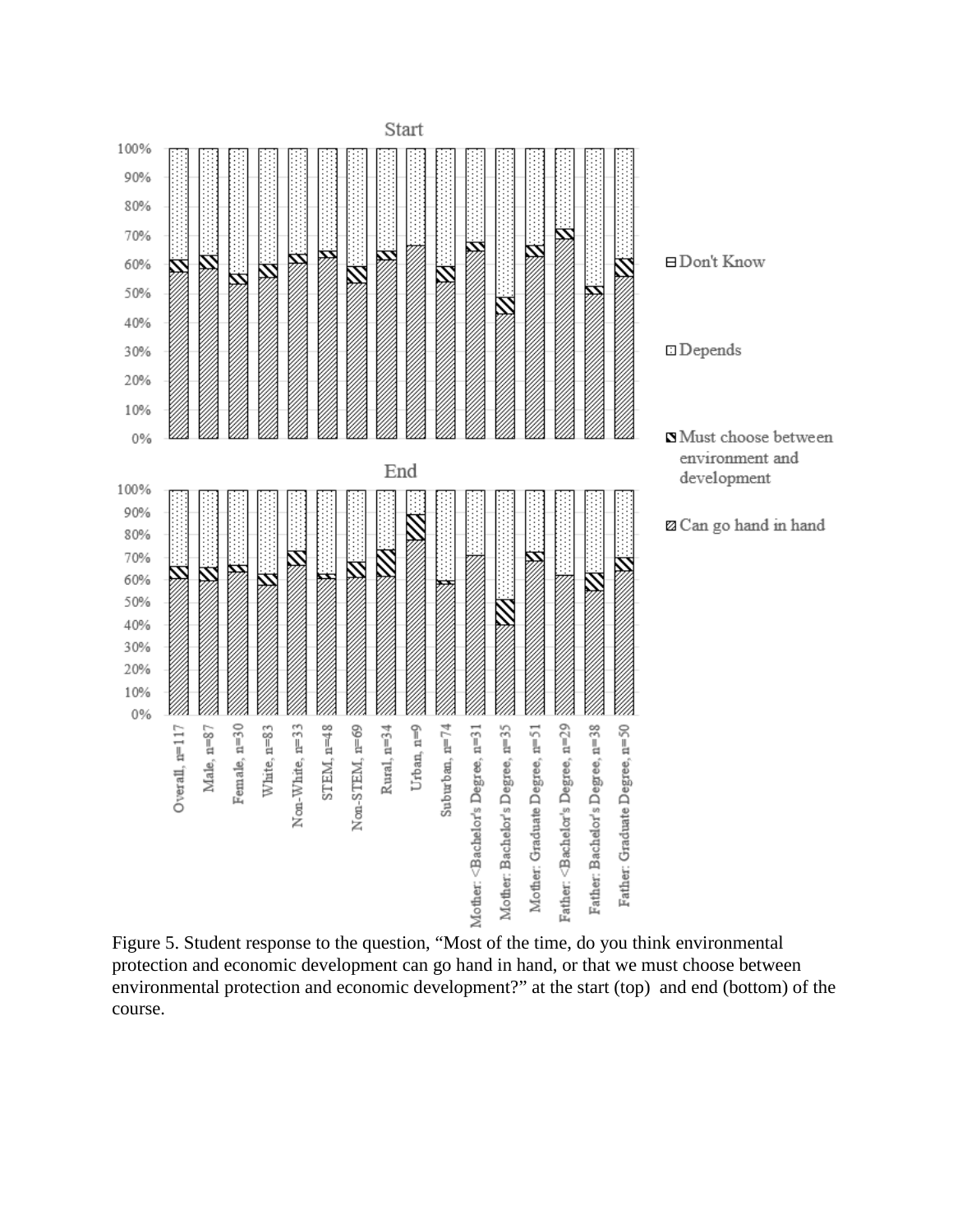Figure 5. Student response to the question, "Most of the time, do you think environmental protection and economic development can go hand in hand, or that we must choose between environmental protection and economic development?" at the start (top) and end (bottom) of the course.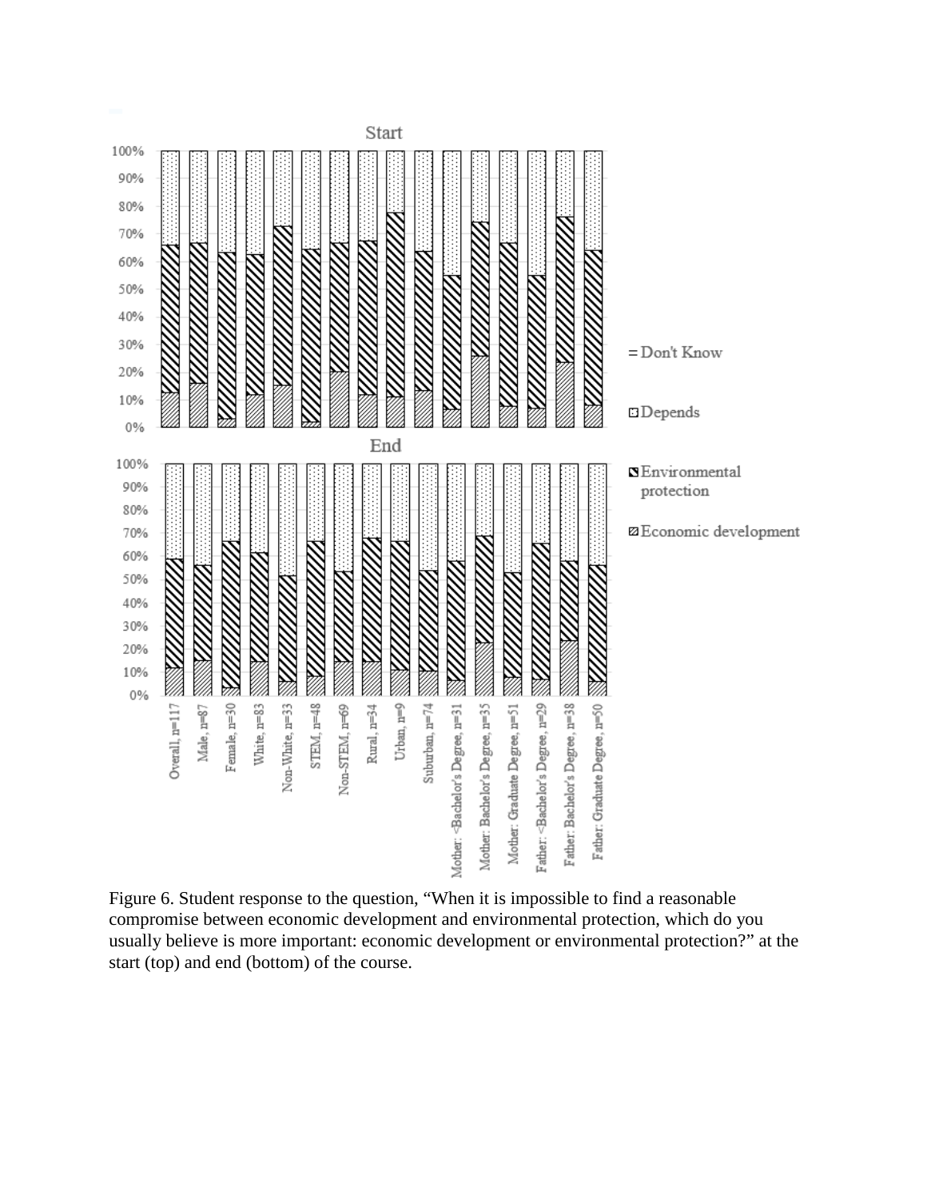Figure 6. Student response to the question, “When it is impossible to find a reasonable compromise between economic development and environmental protection, which do you usually believe is more important: economic development or environmental protection?” at the start (top) and end (bottom) of the course.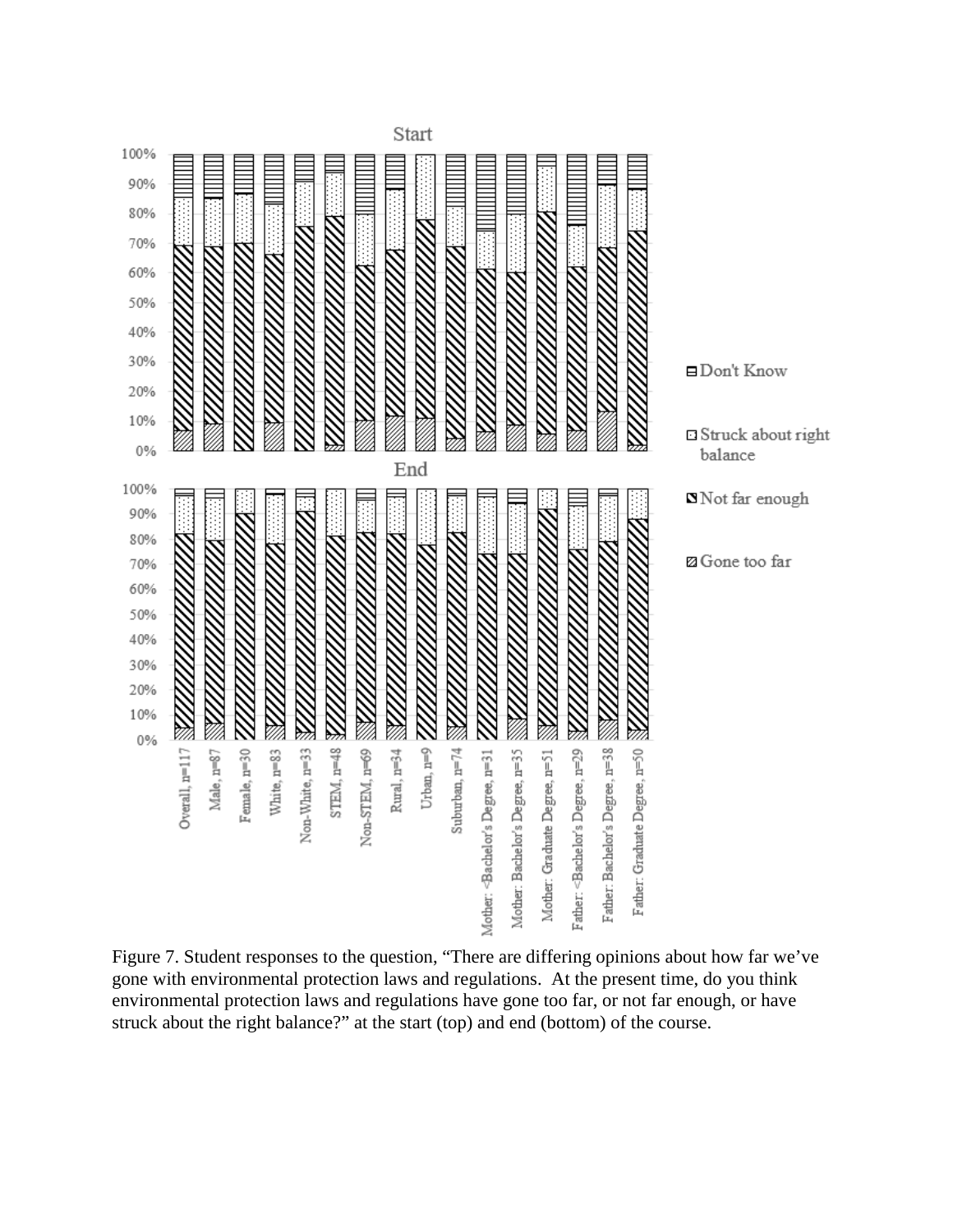Figure 7. Student responses to the question, “There are differing opinions about how far we’ve gone with environmental protection laws and regulations. At the present time, do you think environmental protection laws and regulations have gone too far, or not far enough, or have struck about the right balance?” at the start (top) and end (bottom) of the course.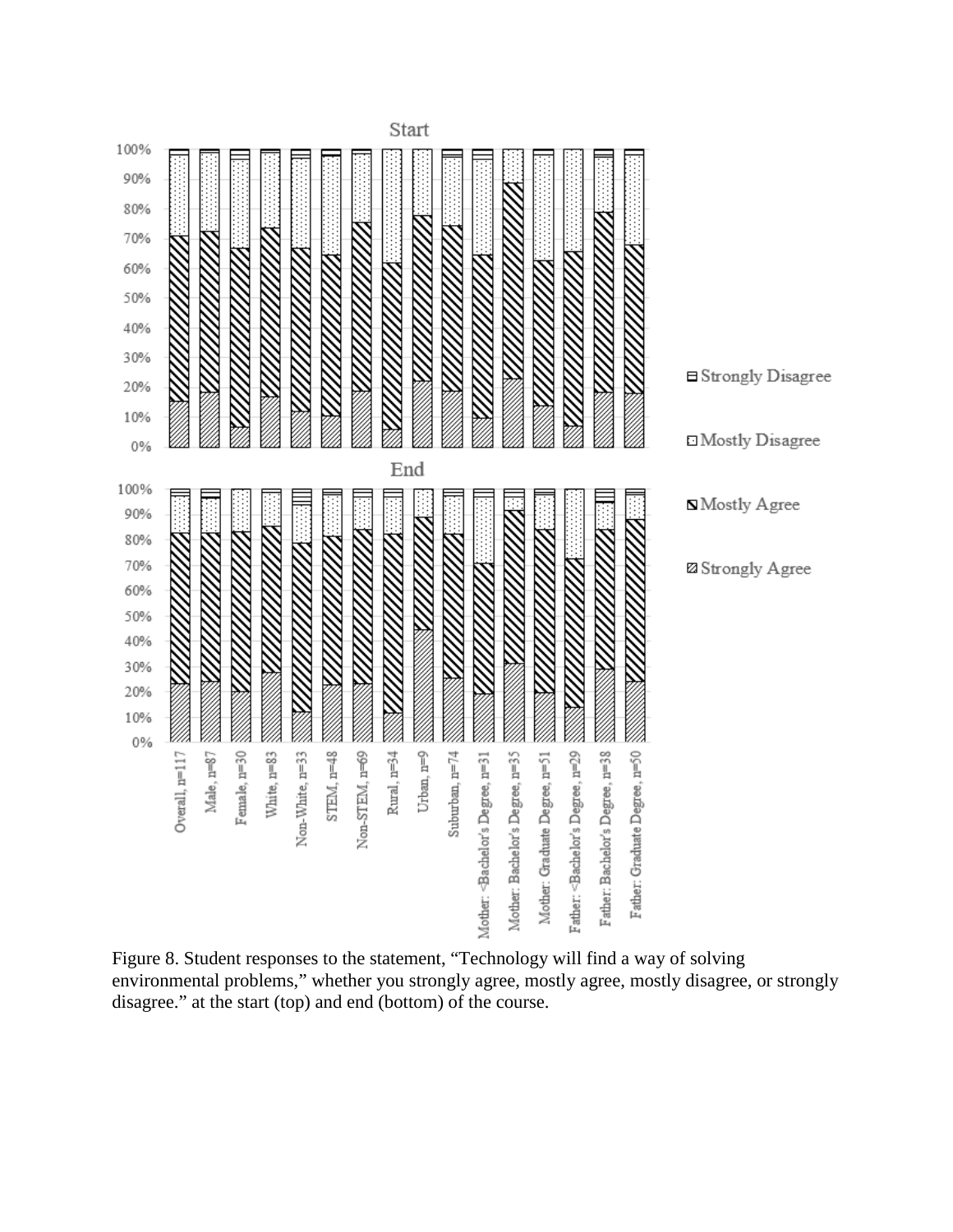Figure 8. Student responses to the statement, “Technology will find a way of solving environmental problems,” whether you strongly agree, mostly agree, mostly disagree, or strongly disagree.” at the start (top) and end (bottom) of the course.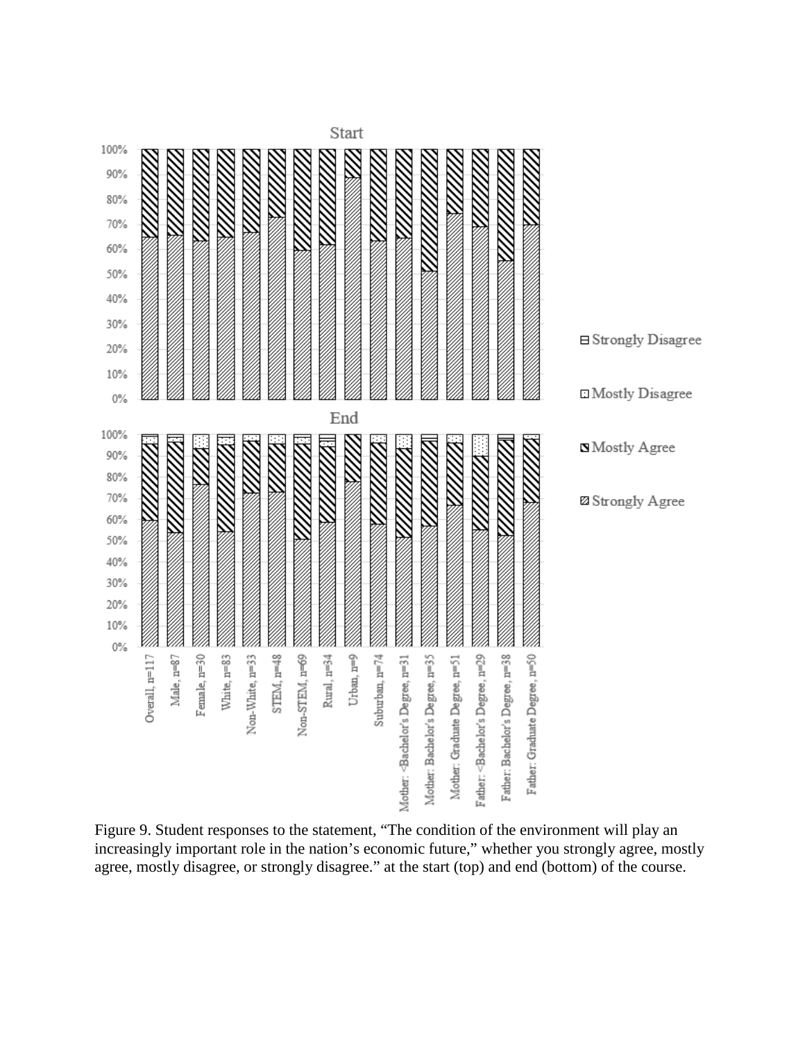Figure 9. Student responses to the statement, "The condition of the environment will play an increasingly important role in the nation's economic future," whether you strongly agree, mostly agree, mostly disagree, or strongly disagree." at the start (top) and end (bottom) of the course.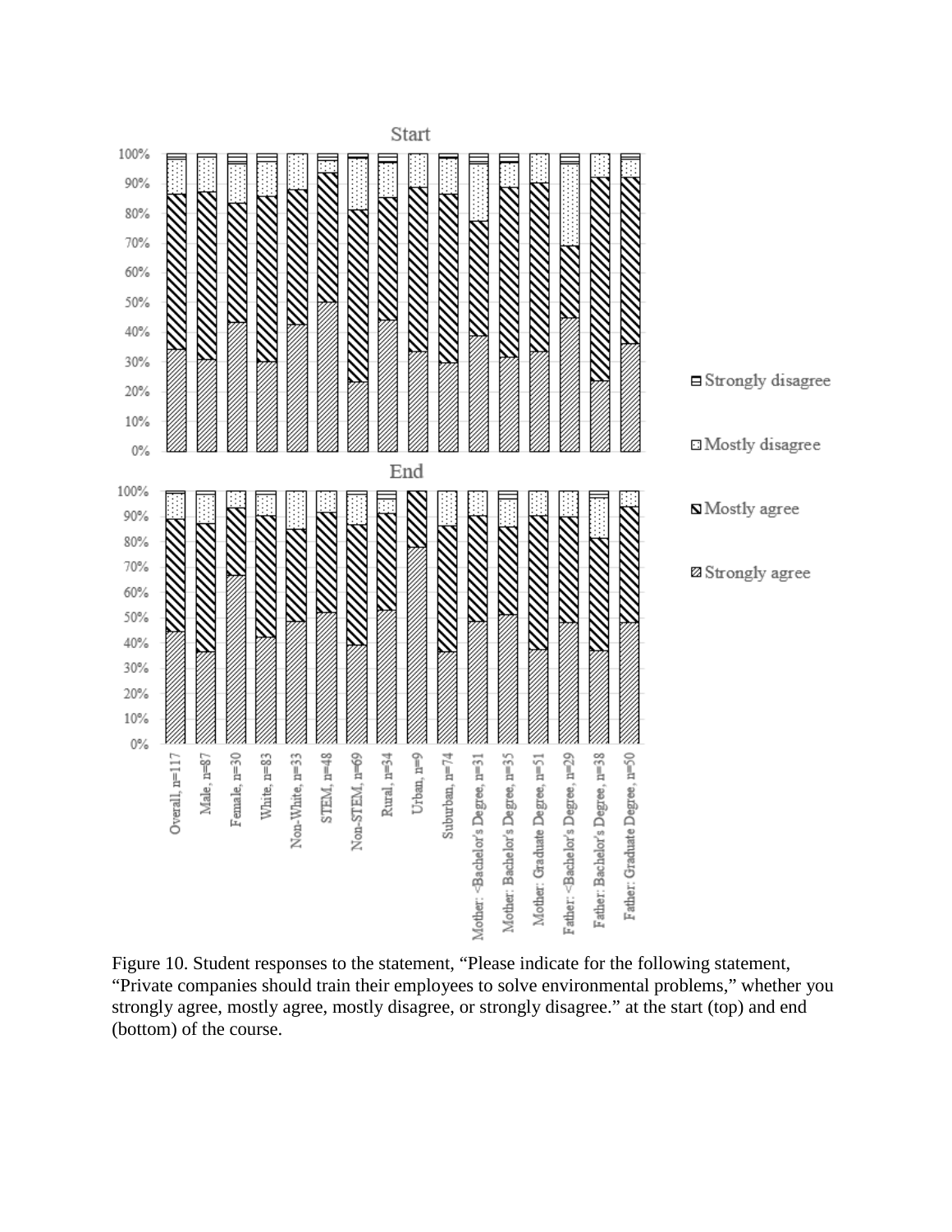Figure 10. Student responses to the statement, "Please indicate for the following statement, "Private companies should train their employees to solve environmental problems," whether you strongly agree, mostly agree, mostly disagree, or strongly disagree." at the start (top) and end (bottom) of the course.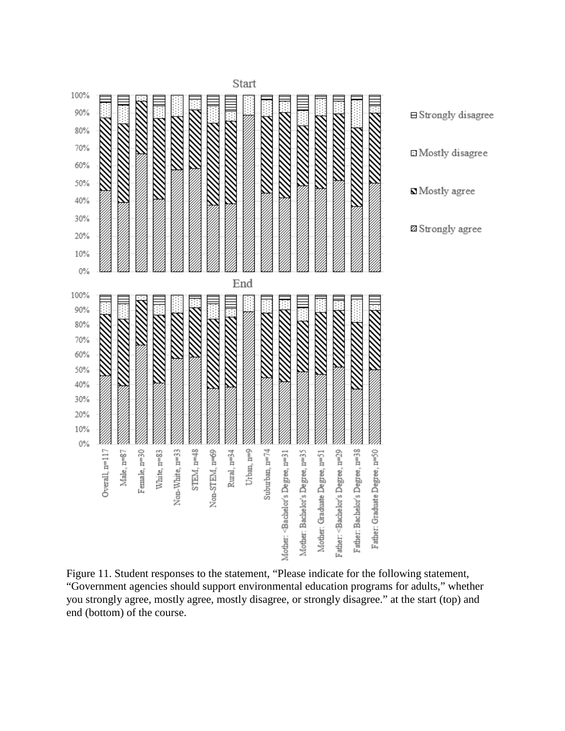Start

100%
90%
80%
70%
60%
50%
40%
30%
20%
10%
0%

End

100%
90%
80%
70%
60%
50%
40%
30%
20%
10%
0%

Overall, n=117
Male, n=87
Female, n=30
White, n=83
Non-White, n=33
STEM, n=48
Non-STEM, n=69
Rural, n=34
Urban, n=9
Suburban, n=74
Mother: <Bachelor's Degree, n=31
Mother: Bachelor's Degree, n=35
Mother: Graduate Degree, n=51
Father: <Bachelor's Degree, n=29
Father: Bachelor's Degree, n=38
Father: Graduate Degree, n=50

Strongly disagree
Mostly disagree
Mostly agree
Strongly agree

Figure 11. Student responses to the statement, "Please indicate for the following statement, "Government agencies should support environmental education programs for adults," whether you strongly agree, mostly agree, mostly disagree, or strongly disagree." at the start (top) and end (bottom) of the course.